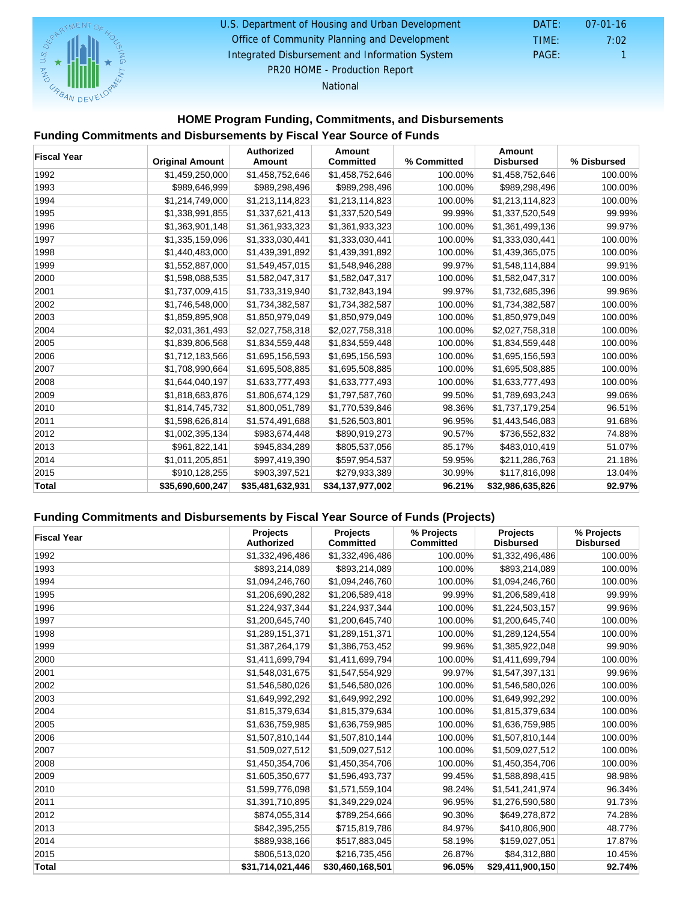U.S. Department of Housing and Urban Development
Office of Community Planning and Development
Integrated Disbursement and Information System
PR20 HOME - Production Report
National

DATE: 07-01-16
TIME: 7:02
PAGE: 1

## HOME Program Funding, Commitments, and Disbursements

### Funding Commitments and Disbursements by Fiscal Year Source of Funds

| Fiscal Year | Original Amount | Authorized Amount | Amount Committed | % Committed | Amount Disbursed | % Disbursed |
|---|---|---|---|---|---|---|
| 1992 | $1,459,250,000 | $1,458,752,646 | $1,458,752,646 | 100.00% | $1,458,752,646 | 100.00% |
| 1993 | $989,646,999 | $989,298,496 | $989,298,496 | 100.00% | $989,298,496 | 100.00% |
| 1994 | $1,214,749,000 | $1,213,114,823 | $1,213,114,823 | 100.00% | $1,213,114,823 | 100.00% |
| 1995 | $1,338,991,855 | $1,337,621,413 | $1,337,520,549 | 99.99% | $1,337,520,549 | 99.99% |
| 1996 | $1,363,901,148 | $1,361,933,323 | $1,361,933,323 | 100.00% | $1,361,499,136 | 99.97% |
| 1997 | $1,335,159,096 | $1,333,030,441 | $1,333,030,441 | 100.00% | $1,333,030,441 | 100.00% |
| 1998 | $1,440,483,000 | $1,439,391,892 | $1,439,391,892 | 100.00% | $1,439,365,075 | 100.00% |
| 1999 | $1,552,887,000 | $1,549,457,015 | $1,548,946,288 | 99.97% | $1,548,114,884 | 99.91% |
| 2000 | $1,598,088,535 | $1,582,047,317 | $1,582,047,317 | 100.00% | $1,582,047,317 | 100.00% |
| 2001 | $1,737,009,415 | $1,733,319,940 | $1,732,843,194 | 99.97% | $1,732,685,396 | 99.96% |
| 2002 | $1,746,548,000 | $1,734,382,587 | $1,734,382,587 | 100.00% | $1,734,382,587 | 100.00% |
| 2003 | $1,859,895,908 | $1,850,979,049 | $1,850,979,049 | 100.00% | $1,850,979,049 | 100.00% |
| 2004 | $2,031,361,493 | $2,027,758,318 | $2,027,758,318 | 100.00% | $2,027,758,318 | 100.00% |
| 2005 | $1,839,806,568 | $1,834,559,448 | $1,834,559,448 | 100.00% | $1,834,559,448 | 100.00% |
| 2006 | $1,712,183,566 | $1,695,156,593 | $1,695,156,593 | 100.00% | $1,695,156,593 | 100.00% |
| 2007 | $1,708,990,664 | $1,695,508,885 | $1,695,508,885 | 100.00% | $1,695,508,885 | 100.00% |
| 2008 | $1,644,040,197 | $1,633,777,493 | $1,633,777,493 | 100.00% | $1,633,777,493 | 100.00% |
| 2009 | $1,818,683,876 | $1,806,674,129 | $1,797,587,760 | 99.50% | $1,789,693,243 | 99.06% |
| 2010 | $1,814,745,732 | $1,800,051,789 | $1,770,539,846 | 98.36% | $1,737,179,254 | 96.51% |
| 2011 | $1,598,626,814 | $1,574,491,688 | $1,526,503,801 | 96.95% | $1,443,546,083 | 91.68% |
| 2012 | $1,002,395,134 | $983,674,448 | $890,919,273 | 90.57% | $736,552,832 | 74.88% |
| 2013 | $961,822,141 | $945,834,289 | $805,537,056 | 85.17% | $483,010,419 | 51.07% |
| 2014 | $1,011,205,851 | $997,419,390 | $597,954,537 | 59.95% | $211,286,763 | 21.18% |
| 2015 | $910,128,255 | $903,397,521 | $279,933,389 | 30.99% | $117,816,098 | 13.04% |
| **Total** | **$35,690,600,247** | **$35,481,632,931** | **$34,137,977,002** | **96.21%** | **$32,986,635,826** | **92.97%** |

### Funding Commitments and Disbursements by Fiscal Year Source of Funds (Projects)

| Fiscal Year | Projects Authorized | Projects Committed | % Projects Committed | Projects Disbursed | % Projects Disbursed |
|---|---|---|---|---|---|
| 1992 | $1,332,496,486 | $1,332,496,486 | 100.00% | $1,332,496,486 | 100.00% |
| 1993 | $893,214,089 | $893,214,089 | 100.00% | $893,214,089 | 100.00% |
| 1994 | $1,094,246,760 | $1,094,246,760 | 100.00% | $1,094,246,760 | 100.00% |
| 1995 | $1,206,690,282 | $1,206,589,418 | 99.99% | $1,206,589,418 | 99.99% |
| 1996 | $1,224,937,344 | $1,224,937,344 | 100.00% | $1,224,503,157 | 99.96% |
| 1997 | $1,200,645,740 | $1,200,645,740 | 100.00% | $1,200,645,740 | 100.00% |
| 1998 | $1,289,151,371 | $1,289,151,371 | 100.00% | $1,289,124,554 | 100.00% |
| 1999 | $1,387,264,179 | $1,386,753,452 | 99.96% | $1,385,922,048 | 99.90% |
| 2000 | $1,411,699,794 | $1,411,699,794 | 100.00% | $1,411,699,794 | 100.00% |
| 2001 | $1,548,031,675 | $1,547,554,929 | 99.97% | $1,547,397,131 | 99.96% |
| 2002 | $1,546,580,026 | $1,546,580,026 | 100.00% | $1,546,580,026 | 100.00% |
| 2003 | $1,649,992,292 | $1,649,992,292 | 100.00% | $1,649,992,292 | 100.00% |
| 2004 | $1,815,379,634 | $1,815,379,634 | 100.00% | $1,815,379,634 | 100.00% |
| 2005 | $1,636,759,985 | $1,636,759,985 | 100.00% | $1,636,759,985 | 100.00% |
| 2006 | $1,507,810,144 | $1,507,810,144 | 100.00% | $1,507,810,144 | 100.00% |
| 2007 | $1,509,027,512 | $1,509,027,512 | 100.00% | $1,509,027,512 | 100.00% |
| 2008 | $1,450,354,706 | $1,450,354,706 | 100.00% | $1,450,354,706 | 100.00% |
| 2009 | $1,605,350,677 | $1,596,493,737 | 99.45% | $1,588,898,415 | 98.98% |
| 2010 | $1,599,776,098 | $1,571,559,104 | 98.24% | $1,541,241,974 | 96.34% |
| 2011 | $1,391,710,895 | $1,349,229,024 | 96.95% | $1,276,590,580 | 91.73% |
| 2012 | $874,055,314 | $789,254,666 | 90.30% | $649,278,872 | 74.28% |
| 2013 | $842,395,255 | $715,819,786 | 84.97% | $410,806,900 | 48.77% |
| 2014 | $889,938,166 | $517,883,045 | 58.19% | $159,027,051 | 17.87% |
| 2015 | $806,513,020 | $216,735,456 | 26.87% | $84,312,880 | 10.45% |
| **Total** | **$31,714,021,446** | **$30,460,168,501** | **96.05%** | **$29,411,900,150** | **92.74%** |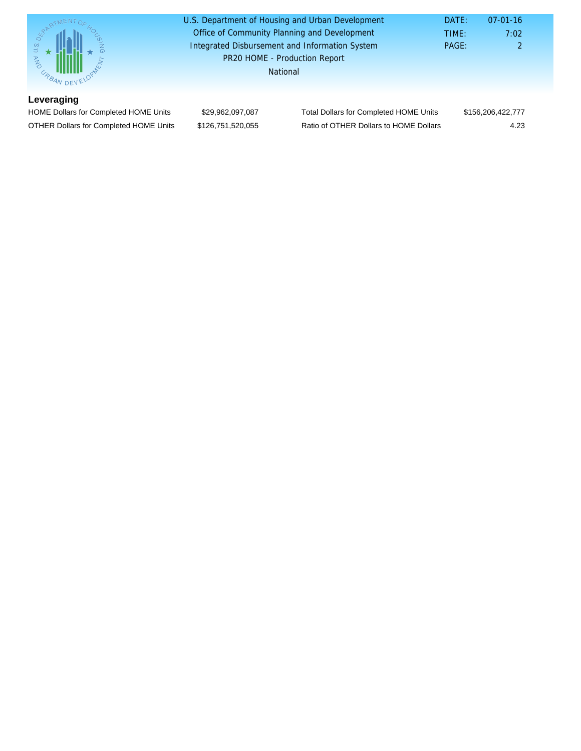## Leveraging

| | | | |
|---|---|---|---|
| HOME Dollars for Completed HOME Units | $29,962,097,087 | Total Dollars for Completed HOME Units | $156,206,422,777 |
| OTHER Dollars for Completed HOME Units | $126,751,520,055 | Ratio of OTHER Dollars to HOME Dollars | 4.23 |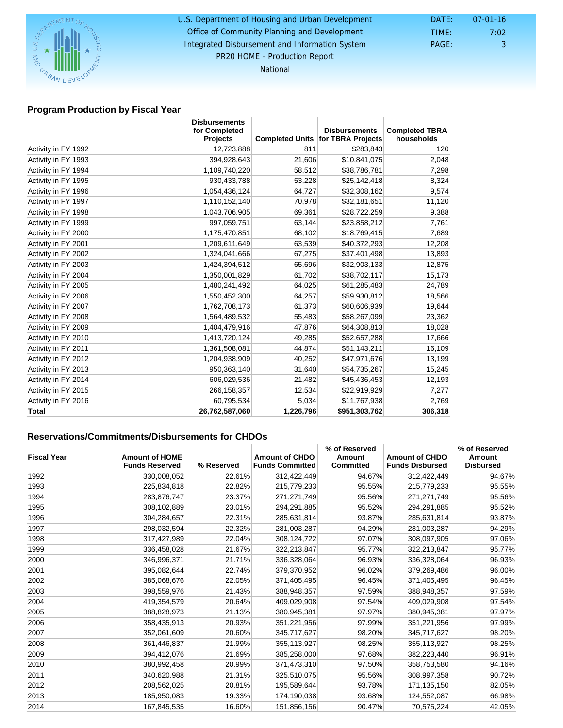U.S. Department of Housing and Urban Development
Office of Community Planning and Development
Integrated Disbursement and Information System
PR20 HOME - Production Report
National

DATE: 07-01-16
TIME: 7:02
PAGE: 3

## Program Production by Fiscal Year

| | Disbursements for Completed Projects | Completed Units | Disbursements for TBRA Projects | Completed TBRA households |
|---|---|---|---|---|
| Activity in FY 1992 | 12,723,888 | 811 | $283,843 | 120 |
| Activity in FY 1993 | 394,928,643 | 21,606 | $10,841,075 | 2,048 |
| Activity in FY 1994 | 1,109,740,220 | 58,512 | $38,786,781 | 7,298 |
| Activity in FY 1995 | 930,433,788 | 53,228 | $25,142,418 | 8,324 |
| Activity in FY 1996 | 1,054,436,124 | 64,727 | $32,308,162 | 9,574 |
| Activity in FY 1997 | 1,110,152,140 | 70,978 | $32,181,651 | 11,120 |
| Activity in FY 1998 | 1,043,706,905 | 69,361 | $28,722,259 | 9,388 |
| Activity in FY 1999 | 997,059,751 | 63,144 | $23,858,212 | 7,761 |
| Activity in FY 2000 | 1,175,470,851 | 68,102 | $18,769,415 | 7,689 |
| Activity in FY 2001 | 1,209,611,649 | 63,539 | $40,372,293 | 12,208 |
| Activity in FY 2002 | 1,324,041,666 | 67,275 | $37,401,498 | 13,893 |
| Activity in FY 2003 | 1,424,394,512 | 65,696 | $32,903,133 | 12,875 |
| Activity in FY 2004 | 1,350,001,829 | 61,702 | $38,702,117 | 15,173 |
| Activity in FY 2005 | 1,480,241,492 | 64,025 | $61,285,483 | 24,789 |
| Activity in FY 2006 | 1,550,452,300 | 64,257 | $59,930,812 | 18,566 |
| Activity in FY 2007 | 1,762,708,173 | 61,373 | $60,606,939 | 19,644 |
| Activity in FY 2008 | 1,564,489,532 | 55,483 | $58,267,099 | 23,362 |
| Activity in FY 2009 | 1,404,479,916 | 47,876 | $64,308,813 | 18,028 |
| Activity in FY 2010 | 1,413,720,124 | 49,285 | $52,657,288 | 17,666 |
| Activity in FY 2011 | 1,361,508,081 | 44,874 | $51,143,211 | 16,109 |
| Activity in FY 2012 | 1,204,938,909 | 40,252 | $47,971,676 | 13,199 |
| Activity in FY 2013 | 950,363,140 | 31,640 | $54,735,267 | 15,245 |
| Activity in FY 2014 | 606,029,536 | 21,482 | $45,436,453 | 12,193 |
| Activity in FY 2015 | 266,158,357 | 12,534 | $22,919,929 | 7,277 |
| Activity in FY 2016 | 60,795,534 | 5,034 | $11,767,938 | 2,769 |
| **Total** | **26,762,587,060** | **1,226,796** | **$951,303,762** | **306,318** |

## Reservations/Commitments/Disbursements for CHDOs

| Fiscal Year | Amount of HOME Funds Reserved | % Reserved | Amount of CHDO Funds Committed | % of Reserved Amount Committed | Amount of CHDO Funds Disbursed | % of Reserved Amount Disbursed |
|---|---|---|---|---|---|---|
| 1992 | 330,008,052 | 22.61% | 312,422,449 | 94.67% | 312,422,449 | 94.67% |
| 1993 | 225,834,818 | 22.82% | 215,779,233 | 95.55% | 215,779,233 | 95.55% |
| 1994 | 283,876,747 | 23.37% | 271,271,749 | 95.56% | 271,271,749 | 95.56% |
| 1995 | 308,102,889 | 23.01% | 294,291,885 | 95.52% | 294,291,885 | 95.52% |
| 1996 | 304,284,657 | 22.31% | 285,631,814 | 93.87% | 285,631,814 | 93.87% |
| 1997 | 298,032,594 | 22.32% | 281,003,287 | 94.29% | 281,003,287 | 94.29% |
| 1998 | 317,427,989 | 22.04% | 308,124,722 | 97.07% | 308,097,905 | 97.06% |
| 1999 | 336,458,028 | 21.67% | 322,213,847 | 95.77% | 322,213,847 | 95.77% |
| 2000 | 346,996,371 | 21.71% | 336,328,064 | 96.93% | 336,328,064 | 96.93% |
| 2001 | 395,082,644 | 22.74% | 379,370,952 | 96.02% | 379,269,486 | 96.00% |
| 2002 | 385,068,676 | 22.05% | 371,405,495 | 96.45% | 371,405,495 | 96.45% |
| 2003 | 398,559,976 | 21.43% | 388,948,357 | 97.59% | 388,948,357 | 97.59% |
| 2004 | 419,354,579 | 20.64% | 409,029,908 | 97.54% | 409,029,908 | 97.54% |
| 2005 | 388,828,973 | 21.13% | 380,945,381 | 97.97% | 380,945,381 | 97.97% |
| 2006 | 358,435,913 | 20.93% | 351,221,956 | 97.99% | 351,221,956 | 97.99% |
| 2007 | 352,061,609 | 20.60% | 345,717,627 | 98.20% | 345,717,627 | 98.20% |
| 2008 | 361,446,837 | 21.99% | 355,113,927 | 98.25% | 355,113,927 | 98.25% |
| 2009 | 394,412,076 | 21.69% | 385,258,000 | 97.68% | 382,223,440 | 96.91% |
| 2010 | 380,992,458 | 20.99% | 371,473,310 | 97.50% | 358,753,580 | 94.16% |
| 2011 | 340,620,988 | 21.31% | 325,510,075 | 95.56% | 308,997,358 | 90.72% |
| 2012 | 208,562,025 | 20.81% | 195,589,644 | 93.78% | 171,135,150 | 82.05% |
| 2013 | 185,950,083 | 19.33% | 174,190,038 | 93.68% | 124,552,087 | 66.98% |
| 2014 | 167,845,535 | 16.60% | 151,856,156 | 90.47% | 70,575,224 | 42.05% |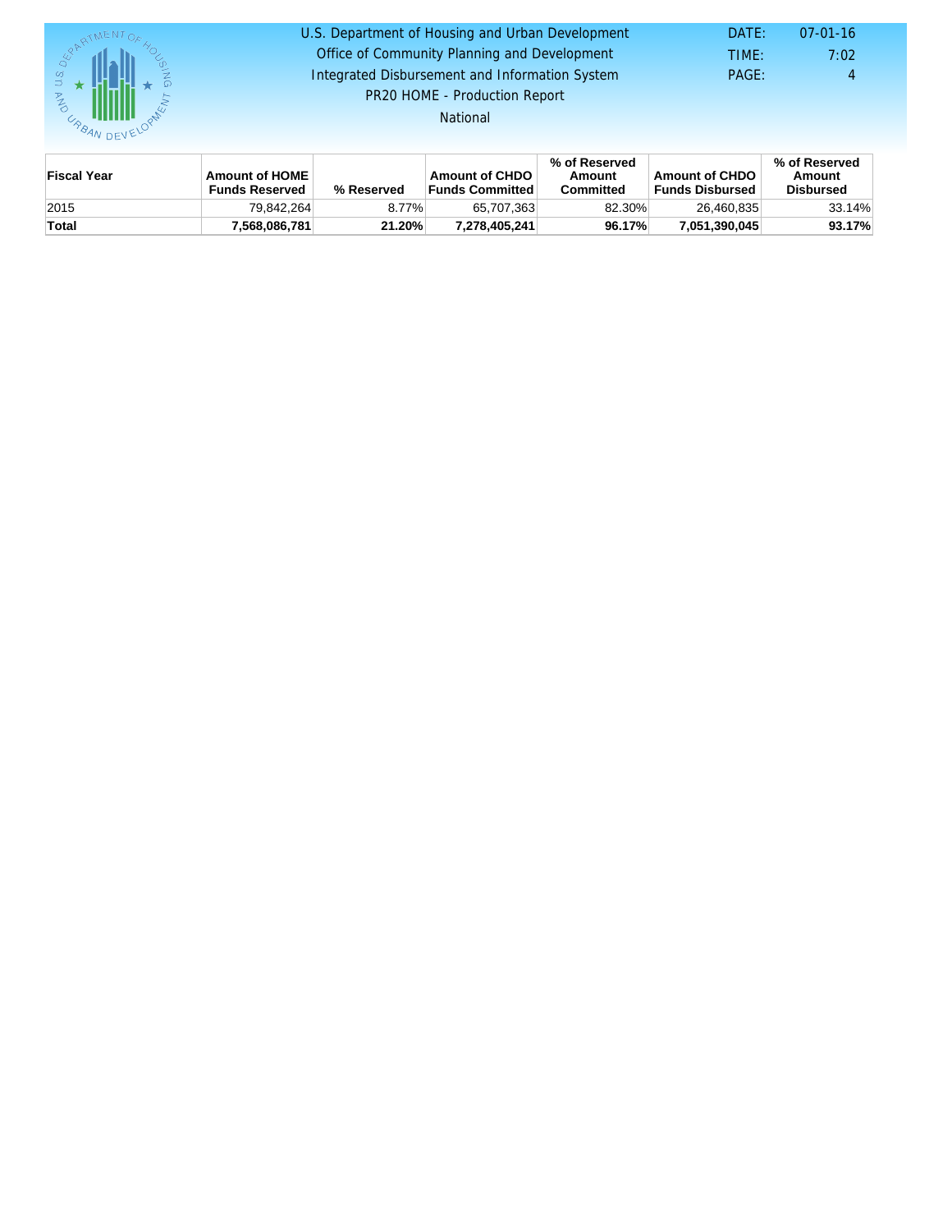| Fiscal Year | Amount of HOME Funds Reserved | % Reserved | Amount of CHDO Funds Committed | % of Reserved Amount Committed | Amount of CHDO Funds Disbursed | % of Reserved Amount Disbursed |
|---|---|---|---|---|---|---|
| 2015 | 79,842,264 | 8.77% | 65,707,363 | 82.30% | 26,460,835 | 33.14% |
| **Total** | **7,568,086,781** | **21.20%** | **7,278,405,241** | **96.17%** | **7,051,390,045** | **93.17%** |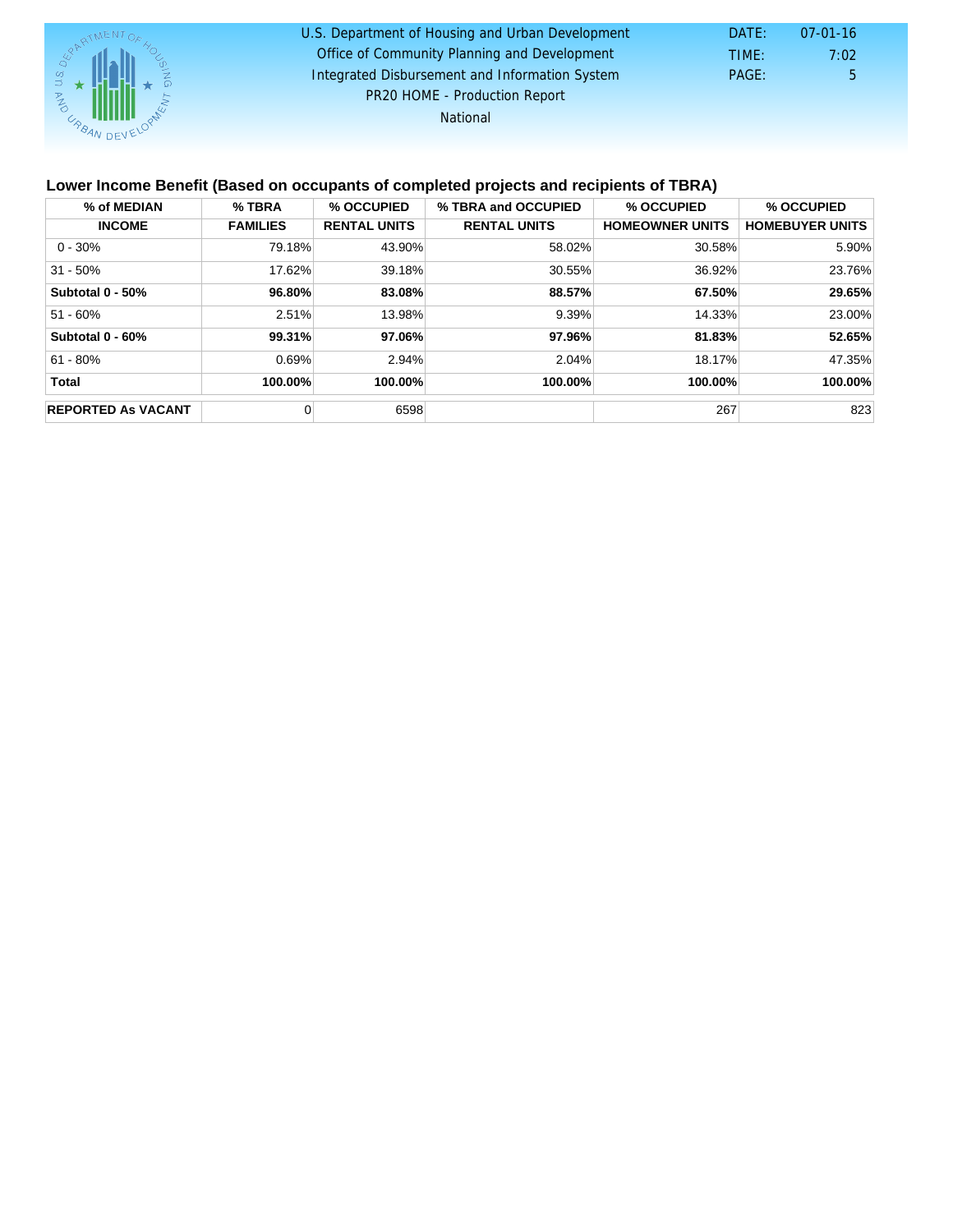U.S. Department of Housing and Urban Development
Office of Community Planning and Development
Integrated Disbursement and Information System
PR20 HOME - Production Report
National

DATE: 07-01-16
TIME: 7:02
PAGE: 5

### Lower Income Benefit (Based on occupants of completed projects and recipients of TBRA)

| % of MEDIAN INCOME | % TBRA FAMILIES | % OCCUPIED RENTAL UNITS | % TBRA and OCCUPIED RENTAL UNITS | % OCCUPIED HOMEOWNER UNITS | % OCCUPIED HOMEBUYER UNITS |
|---|---|---|---|---|---|
| 0 - 30% | 79.18% | 43.90% | 58.02% | 30.58% | 5.90% |
| 31 - 50% | 17.62% | 39.18% | 30.55% | 36.92% | 23.76% |
| **Subtotal 0 - 50%** | **96.80%** | **83.08%** | **88.57%** | **67.50%** | **29.65%** |
| 51 - 60% | 2.51% | 13.98% | 9.39% | 14.33% | 23.00% |
| **Subtotal 0 - 60%** | **99.31%** | **97.06%** | **97.96%** | **81.83%** | **52.65%** |
| 61 - 80% | 0.69% | 2.94% | 2.04% | 18.17% | 47.35% |
| **Total** | **100.00%** | **100.00%** | **100.00%** | **100.00%** | **100.00%** |
| **REPORTED As VACANT** | 0 | 6598 | | 267 | 823 |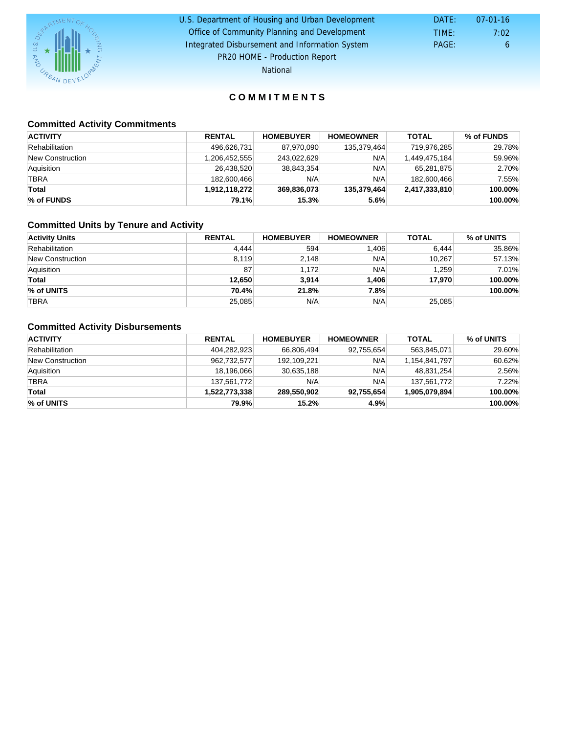U.S. Department of Housing and Urban Development
Office of Community Planning and Development
Integrated Disbursement and Information System
PR20 HOME - Production Report
National

DATE: 07-01-16
TIME: 7:02

# COMMITMENTS

## Committed Activity Commitments

| ACTIVITY | RENTAL | HOMEBUYER | HOMEOWNER | TOTAL | % of FUNDS |
|---|---|---|---|---|---|
| Rehabilitation | 496,626,731 | 87,970,090 | 135,379,464 | 719,976,285 | 29.78% |
| New Construction | 1,206,452,555 | 243,022,629 | N/A | 1,449,475,184 | 59.96% |
| Aquisition | 26,438,520 | 38,843,354 | N/A | 65,281,875 | 2.70% |
| TBRA | 182,600,466 | N/A | N/A | 182,600,466 | 7.55% |
| **Total** | **1,912,118,272** | **369,836,073** | **135,379,464** | **2,417,333,810** | **100.00%** |
| **% of FUNDS** | **79.1%** | **15.3%** | **5.6%** | | **100.00%** |

## Committed Units by Tenure and Activity

| Activity Units | RENTAL | HOMEBUYER | HOMEOWNER | TOTAL | % of UNITS |
|---|---|---|---|---|---|
| Rehabilitation | 4,444 | 594 | 1,406 | 6,444 | 35.86% |
| New Construction | 8,119 | 2,148 | N/A | 10,267 | 57.13% |
| Aquisition | 87 | 1,172 | N/A | 1,259 | 7.01% |
| **Total** | **12,650** | **3,914** | **1,406** | **17,970** | **100.00%** |
| **% of UNITS** | **70.4%** | **21.8%** | **7.8%** | | **100.00%** |
| TBRA | 25,085 | N/A | N/A | 25,085 | |

## Committed Activity Disbursements

| ACTIVITY | RENTAL | HOMEBUYER | HOMEOWNER | TOTAL | % of UNITS |
|---|---|---|---|---|---|
| Rehabilitation | 404,282,923 | 66,806,494 | 92,755,654 | 563,845,071 | 29.60% |
| New Construction | 962,732,577 | 192,109,221 | N/A | 1,154,841,797 | 60.62% |
| Aquisition | 18,196,066 | 30,635,188 | N/A | 48,831,254 | 2.56% |
| TBRA | 137,561,772 | N/A | N/A | 137,561,772 | 7.22% |
| **Total** | **1,522,773,338** | **289,550,902** | **92,755,654** | **1,905,079,894** | **100.00%** |
| **% of UNITS** | **79.9%** | **15.2%** | **4.9%** | | **100.00%** |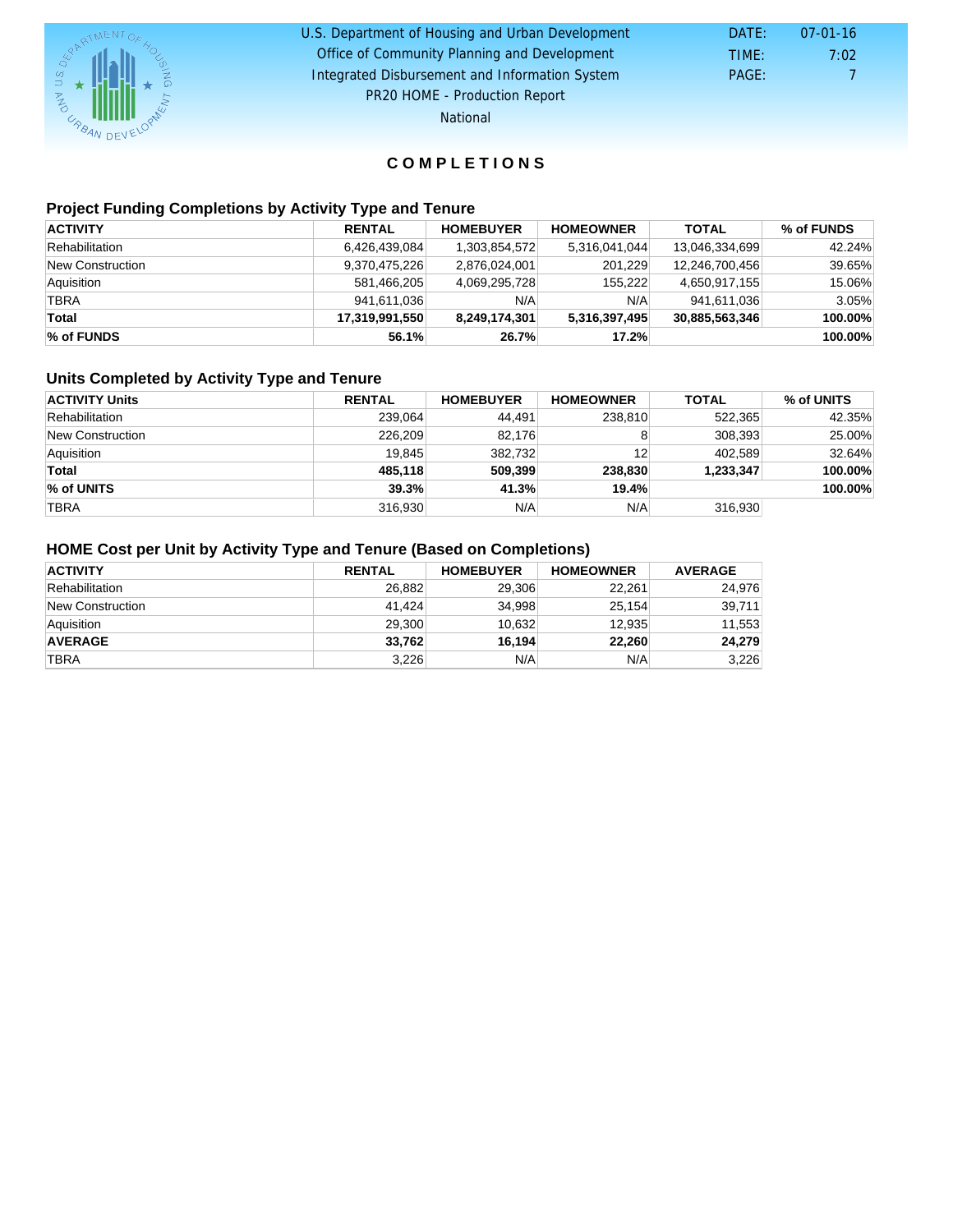U.S. Department of Housing and Urban Development
Office of Community Planning and Development
Integrated Disbursement and Information System
PR20 HOME - Production Report
National

DATE: 07-01-16
TIME: 7:02

# COMPLETIONS

## Project Funding Completions by Activity Type and Tenure

| ACTIVITY | RENTAL | HOMEBUYER | HOMEOWNER | TOTAL | % of FUNDS |
|---|---|---|---|---|---|
| Rehabilitation | 6,426,439,084 | 1,303,854,572 | 5,316,041,044 | 13,046,334,699 | 42.24% |
| New Construction | 9,370,475,226 | 2,876,024,001 | 201,229 | 12,246,700,456 | 39.65% |
| Aquisition | 581,466,205 | 4,069,295,728 | 155,222 | 4,650,917,155 | 15.06% |
| TBRA | 941,611,036 | N/A | N/A | 941,611,036 | 3.05% |
| **Total** | **17,319,991,550** | **8,249,174,301** | **5,316,397,495** | **30,885,563,346** | **100.00%** |
| **% of FUNDS** | **56.1%** | **26.7%** | **17.2%** | | **100.00%** |

## Units Completed by Activity Type and Tenure

| ACTIVITY Units | RENTAL | HOMEBUYER | HOMEOWNER | TOTAL | % of UNITS |
|---|---|---|---|---|---|
| Rehabilitation | 239,064 | 44,491 | 238,810 | 522,365 | 42.35% |
| New Construction | 226,209 | 82,176 | 8 | 308,393 | 25.00% |
| Aquisition | 19,845 | 382,732 | 12 | 402,589 | 32.64% |
| **Total** | **485,118** | **509,399** | **238,830** | **1,233,347** | **100.00%** |
| **% of UNITS** | **39.3%** | **41.3%** | **19.4%** | | **100.00%** |
| TBRA | 316,930 | N/A | N/A | 316,930 | |

## HOME Cost per Unit by Activity Type and Tenure (Based on Completions)

| ACTIVITY | RENTAL | HOMEBUYER | HOMEOWNER | AVERAGE |
|---|---|---|---|---|
| Rehabilitation | 26,882 | 29,306 | 22,261 | 24,976 |
| New Construction | 41,424 | 34,998 | 25,154 | 39,711 |
| Aquisition | 29,300 | 10,632 | 12,935 | 11,553 |
| **AVERAGE** | **33,762** | **16,194** | **22,260** | **24,279** |
| TBRA | 3,226 | N/A | N/A | 3,226 |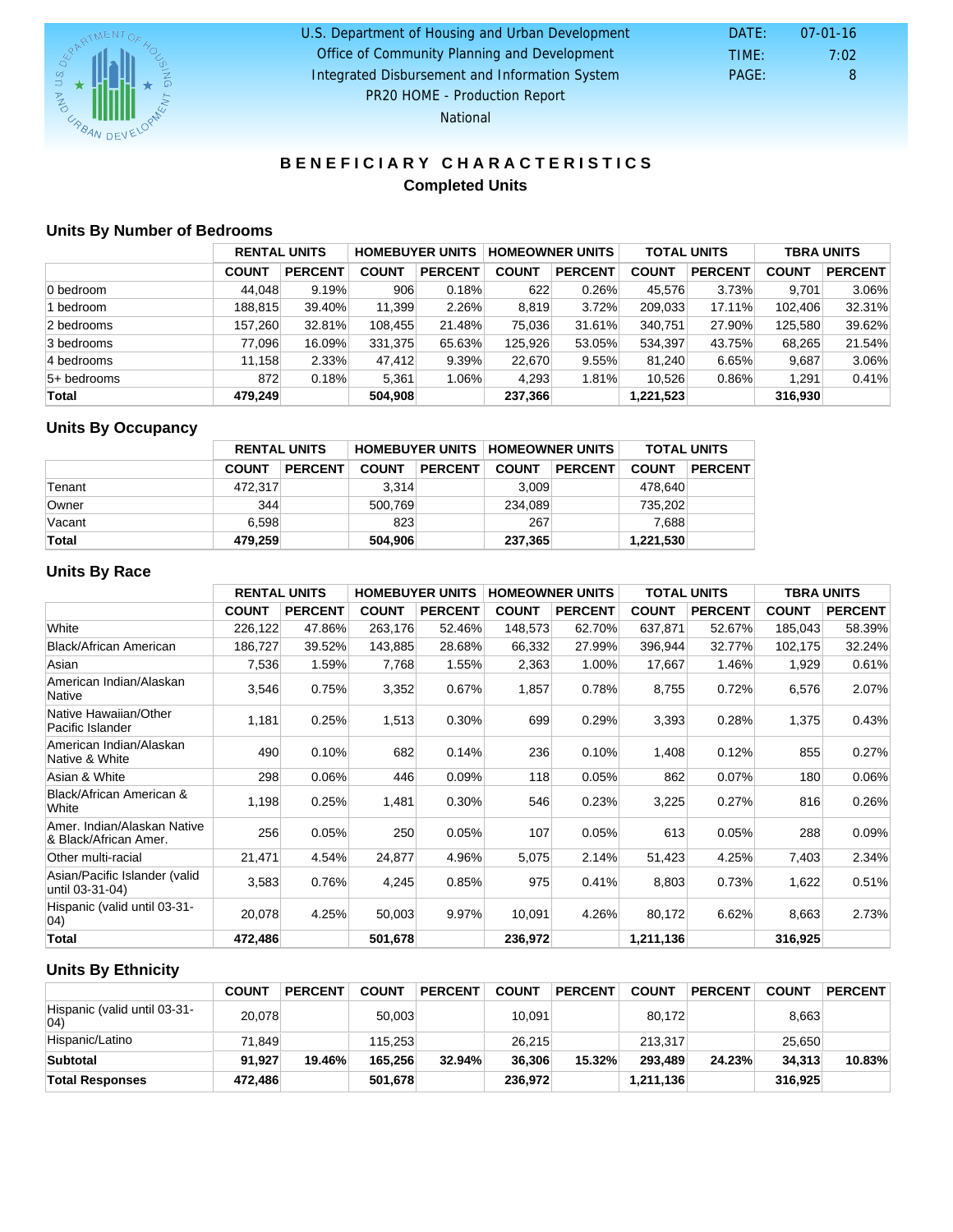U.S. Department of Housing and Urban Development
Office of Community Planning and Development
Integrated Disbursement and Information System
PR20 HOME - Production Report
National

DATE: 07-01-16
TIME: 7:02
PAGE: 8

# BENEFICIARY CHARACTERISTICS

## Completed Units

### Units By Number of Bedrooms

| | RENTAL UNITS | | HOMEBUYER UNITS | | HOMEOWNER UNITS | | TOTAL UNITS | | TBRA UNITS | |
|---|---|---|---|---|---|---|---|---|---|---|
| | COUNT | PERCENT | COUNT | PERCENT | COUNT | PERCENT | COUNT | PERCENT | COUNT | PERCENT |
| 0 bedroom | 44,048 | 9.19% | 906 | 0.18% | 622 | 0.26% | 45,576 | 3.73% | 9,701 | 3.06% |
| 1 bedroom | 188,815 | 39.40% | 11,399 | 2.26% | 8,819 | 3.72% | 209,033 | 17.11% | 102,406 | 32.31% |
| 2 bedrooms | 157,260 | 32.81% | 108,455 | 21.48% | 75,036 | 31.61% | 340,751 | 27.90% | 125,580 | 39.62% |
| 3 bedrooms | 77,096 | 16.09% | 331,375 | 65.63% | 125,926 | 53.05% | 534,397 | 43.75% | 68,265 | 21.54% |
| 4 bedrooms | 11,158 | 2.33% | 47,412 | 9.39% | 22,670 | 9.55% | 81,240 | 6.65% | 9,687 | 3.06% |
| 5+ bedrooms | 872 | 0.18% | 5,361 | 1.06% | 4,293 | 1.81% | 10,526 | 0.86% | 1,291 | 0.41% |
| **Total** | **479,249** | | **504,908** | | **237,366** | | **1,221,523** | | **316,930** | |

### Units By Occupancy

| | RENTAL UNITS | | HOMEBUYER UNITS | | HOMEOWNER UNITS | | TOTAL UNITS | |
|---|---|---|---|---|---|---|---|---|
| | COUNT | PERCENT | COUNT | PERCENT | COUNT | PERCENT | COUNT | PERCENT |
| Tenant | 472,317 | | 3,314 | | 3,009 | | 478,640 | |
| Owner | 344 | | 500,769 | | 234,089 | | 735,202 | |
| Vacant | 6,598 | | 823 | | 267 | | 7,688 | |
| **Total** | **479,259** | | **504,906** | | **237,365** | | **1,221,530** | |

### Units By Race

| | RENTAL UNITS | | HOMEBUYER UNITS | | HOMEOWNER UNITS | | TOTAL UNITS | | TBRA UNITS | |
|---|---|---|---|---|---|---|---|---|---|---|
| | COUNT | PERCENT | COUNT | PERCENT | COUNT | PERCENT | COUNT | PERCENT | COUNT | PERCENT |
| White | 226,122 | 47.86% | 263,176 | 52.46% | 148,573 | 62.70% | 637,871 | 52.67% | 185,043 | 58.39% |
| Black/African American | 186,727 | 39.52% | 143,885 | 28.68% | 66,332 | 27.99% | 396,944 | 32.77% | 102,175 | 32.24% |
| Asian | 7,536 | 1.59% | 7,768 | 1.55% | 2,363 | 1.00% | 17,667 | 1.46% | 1,929 | 0.61% |
| American Indian/Alaskan Native | 3,546 | 0.75% | 3,352 | 0.67% | 1,857 | 0.78% | 8,755 | 0.72% | 6,576 | 2.07% |
| Native Hawaiian/Other Pacific Islander | 1,181 | 0.25% | 1,513 | 0.30% | 699 | 0.29% | 3,393 | 0.28% | 1,375 | 0.43% |
| American Indian/Alaskan Native & White | 490 | 0.10% | 682 | 0.14% | 236 | 0.10% | 1,408 | 0.12% | 855 | 0.27% |
| Asian & White | 298 | 0.06% | 446 | 0.09% | 118 | 0.05% | 862 | 0.07% | 180 | 0.06% |
| Black/African American & White | 1,198 | 0.25% | 1,481 | 0.30% | 546 | 0.23% | 3,225 | 0.27% | 816 | 0.26% |
| Amer. Indian/Alaskan Native & Black/African Amer. | 256 | 0.05% | 250 | 0.05% | 107 | 0.05% | 613 | 0.05% | 288 | 0.09% |
| Other multi-racial | 21,471 | 4.54% | 24,877 | 4.96% | 5,075 | 2.14% | 51,423 | 4.25% | 7,403 | 2.34% |
| Asian/Pacific Islander (valid until 03-31-04) | 3,583 | 0.76% | 4,245 | 0.85% | 975 | 0.41% | 8,803 | 0.73% | 1,622 | 0.51% |
| Hispanic (valid until 03-31-04) | 20,078 | 4.25% | 50,003 | 9.97% | 10,091 | 4.26% | 80,172 | 6.62% | 8,663 | 2.73% |
| **Total** | **472,486** | | **501,678** | | **236,972** | | **1,211,136** | | **316,925** | |

### Units By Ethnicity

| | COUNT | PERCENT | COUNT | PERCENT | COUNT | PERCENT | COUNT | PERCENT | COUNT | PERCENT |
|---|---|---|---|---|---|---|---|---|---|---|
| Hispanic (valid until 03-31-04) | 20,078 | | 50,003 | | 10,091 | | 80,172 | | 8,663 | |
| Hispanic/Latino | 71,849 | | 115,253 | | 26,215 | | 213,317 | | 25,650 | |
| **Subtotal** | **91,927** | **19.46%** | **165,256** | **32.94%** | **36,306** | **15.32%** | **293,489** | **24.23%** | **34,313** | **10.83%** |
| **Total Responses** | **472,486** | | **501,678** | | **236,972** | | **1,211,136** | | **316,925** | |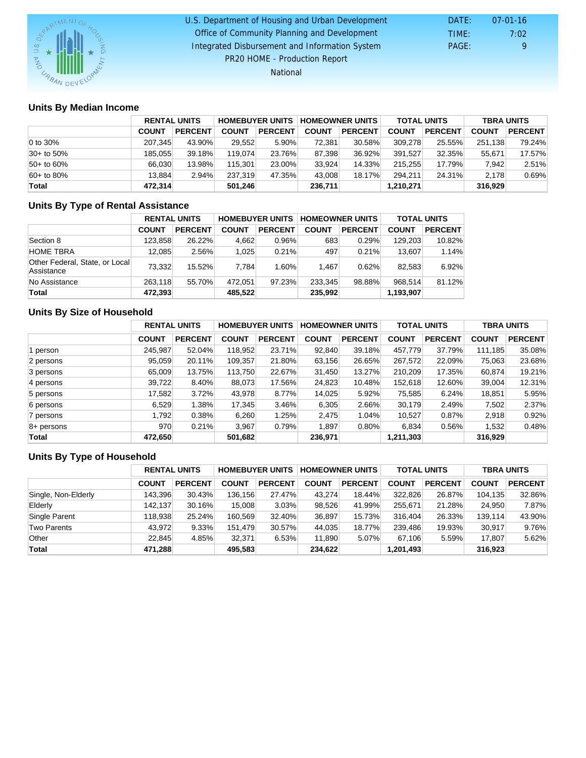U.S. Department of Housing and Urban Development
Office of Community Planning and Development
Integrated Disbursement and Information System
PR20 HOME - Production Report
National

DATE: 07-01-16
TIME: 7:02
PAGE: 9

## Units By Median Income

| | RENTAL UNITS | | HOMEBUYER UNITS | | HOMEOWNER UNITS | | TOTAL UNITS | | TBRA UNITS | |
|---|---|---|---|---|---|---|---|---|---|---|
| | COUNT | PERCENT | COUNT | PERCENT | COUNT | PERCENT | COUNT | PERCENT | COUNT | PERCENT |
| 0 to 30% | 207,345 | 43.90% | 29,552 | 5.90% | 72,381 | 30.58% | 309,278 | 25.55% | 251,138 | 79.24% |
| 30+ to 50% | 185,055 | 39.18% | 119,074 | 23.76% | 87,398 | 36.92% | 391,527 | 32.35% | 55,671 | 17.57% |
| 50+ to 60% | 66,030 | 13.98% | 115,301 | 23.00% | 33,924 | 14.33% | 215,255 | 17.79% | 7,942 | 2.51% |
| 60+ to 80% | 13,884 | 2.94% | 237,319 | 47.35% | 43,008 | 18.17% | 294,211 | 24.31% | 2,178 | 0.69% |
| **Total** | **472,314** | | **501,246** | | **236,711** | | **1,210,271** | | **316,929** | |

## Units By Type of Rental Assistance

| | RENTAL UNITS | | HOMEBUYER UNITS | | HOMEOWNER UNITS | | TOTAL UNITS | |
|---|---|---|---|---|---|---|---|---|
| | COUNT | PERCENT | COUNT | PERCENT | COUNT | PERCENT | COUNT | PERCENT |
| Section 8 | 123,858 | 26.22% | 4,662 | 0.96% | 683 | 0.29% | 129,203 | 10.82% |
| HOME TBRA | 12,085 | 2.56% | 1,025 | 0.21% | 497 | 0.21% | 13,607 | 1.14% |
| Other Federal, State, or Local Assistance | 73,332 | 15.52% | 7,784 | 1.60% | 1,467 | 0.62% | 82,583 | 6.92% |
| No Assistance | 263,118 | 55.70% | 472,051 | 97.23% | 233,345 | 98.88% | 968,514 | 81.12% |
| **Total** | **472,393** | | **485,522** | | **235,992** | | **1,193,907** | |

## Units By Size of Household

| | RENTAL UNITS | | HOMEBUYER UNITS | | HOMEOWNER UNITS | | TOTAL UNITS | | TBRA UNITS | |
|---|---|---|---|---|---|---|---|---|---|---|
| | COUNT | PERCENT | COUNT | PERCENT | COUNT | PERCENT | COUNT | PERCENT | COUNT | PERCENT |
| 1 person | 245,987 | 52.04% | 118,952 | 23.71% | 92,840 | 39.18% | 457,779 | 37.79% | 111,185 | 35.08% |
| 2 persons | 95,059 | 20.11% | 109,357 | 21.80% | 63,156 | 26.65% | 267,572 | 22.09% | 75,063 | 23.68% |
| 3 persons | 65,009 | 13.75% | 113,750 | 22.67% | 31,450 | 13.27% | 210,209 | 17.35% | 60,874 | 19.21% |
| 4 persons | 39,722 | 8.40% | 88,073 | 17.56% | 24,823 | 10.48% | 152,618 | 12.60% | 39,004 | 12.31% |
| 5 persons | 17,582 | 3.72% | 43,978 | 8.77% | 14,025 | 5.92% | 75,585 | 6.24% | 18,851 | 5.95% |
| 6 persons | 6,529 | 1.38% | 17,345 | 3.46% | 6,305 | 2.66% | 30,179 | 2.49% | 7,502 | 2.37% |
| 7 persons | 1,792 | 0.38% | 6,260 | 1.25% | 2,475 | 1.04% | 10,527 | 0.87% | 2,918 | 0.92% |
| 8+ persons | 970 | 0.21% | 3,967 | 0.79% | 1,897 | 0.80% | 6,834 | 0.56% | 1,532 | 0.48% |
| **Total** | **472,650** | | **501,682** | | **236,971** | | **1,211,303** | | **316,929** | |

## Units By Type of Household

| | RENTAL UNITS | | HOMEBUYER UNITS | | HOMEOWNER UNITS | | TOTAL UNITS | | TBRA UNITS | |
|---|---|---|---|---|---|---|---|---|---|---|
| | COUNT | PERCENT | COUNT | PERCENT | COUNT | PERCENT | COUNT | PERCENT | COUNT | PERCENT |
| Single, Non-Elderly | 143,396 | 30.43% | 136,156 | 27.47% | 43,274 | 18.44% | 322,826 | 26.87% | 104,135 | 32.86% |
| Elderly | 142,137 | 30.16% | 15,008 | 3.03% | 98,526 | 41.99% | 255,671 | 21.28% | 24,950 | 7.87% |
| Single Parent | 118,938 | 25.24% | 160,569 | 32.40% | 36,897 | 15.73% | 316,404 | 26.33% | 139,114 | 43.90% |
| Two Parents | 43,972 | 9.33% | 151,479 | 30.57% | 44,035 | 18.77% | 239,486 | 19.93% | 30,917 | 9.76% |
| Other | 22,845 | 4.85% | 32,371 | 6.53% | 11,890 | 5.07% | 67,106 | 5.59% | 17,807 | 5.62% |
| **Total** | **471,288** | | **495,583** | | **234,622** | | **1,201,493** | | **316,923** | |